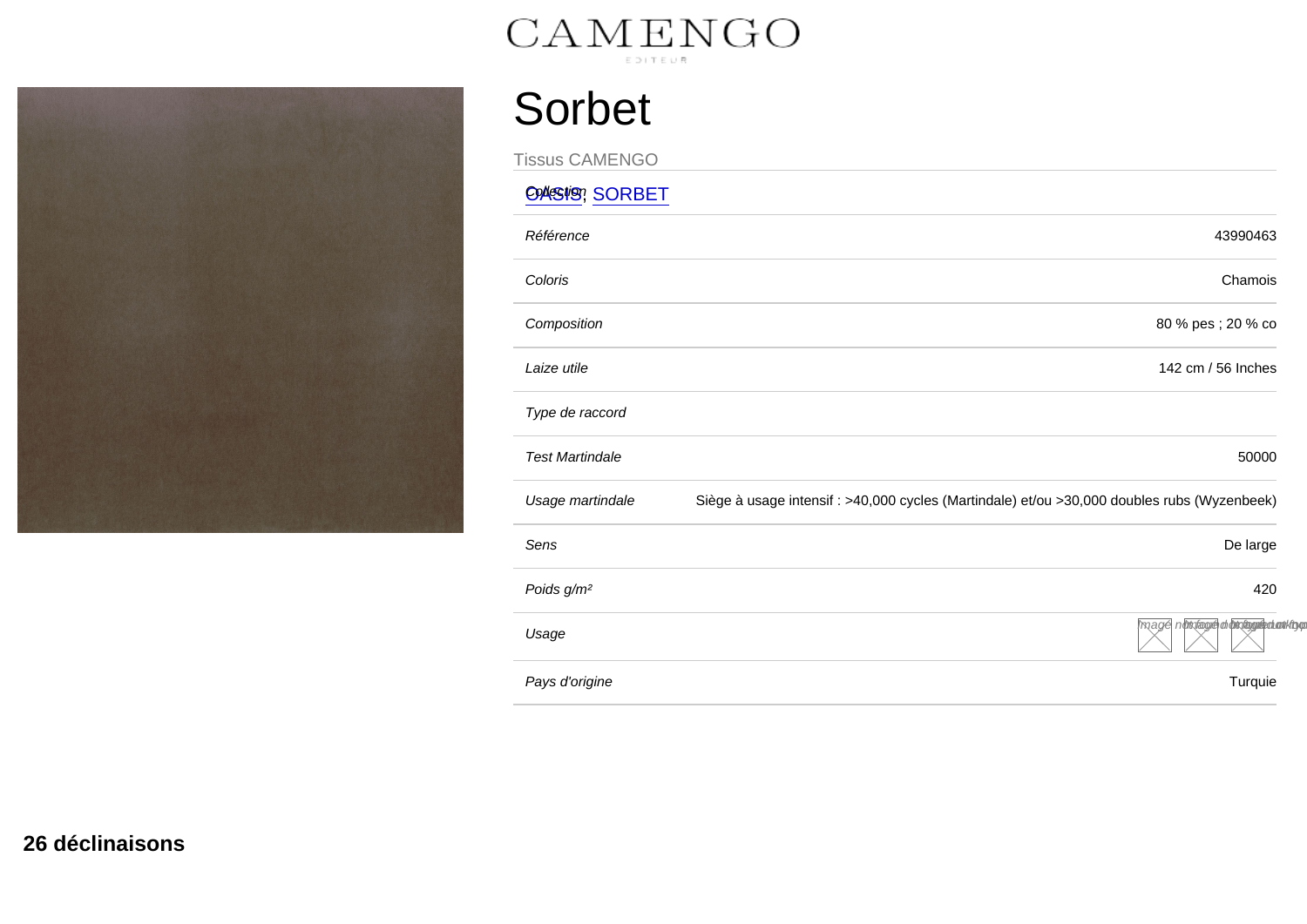CAMENGO

EDITEUR

# Sorbet

Tissus CAMENGO

| | |
|---|---|
| *Collection* | OASIS; SORBET |
| *Référence* | 43990463 |
| *Coloris* | Chamois |
| *Composition* | 80 % pes ; 20 % co |
| *Laize utile* | 142 cm / 56 Inches |
| *Type de raccord* | |
| *Test Martindale* | 50000 |
| *Usage martindale* | Siège à usage intensif : >40,000 cycles (Martindale) et/ou >30,000 doubles rubs (Wyzenbeek) |
| *Sens* | De large |
| *Poids g/m²* | 420 |
| *Usage* | |
| *Pays d'origine* | Turquie |

**26 déclinaisons**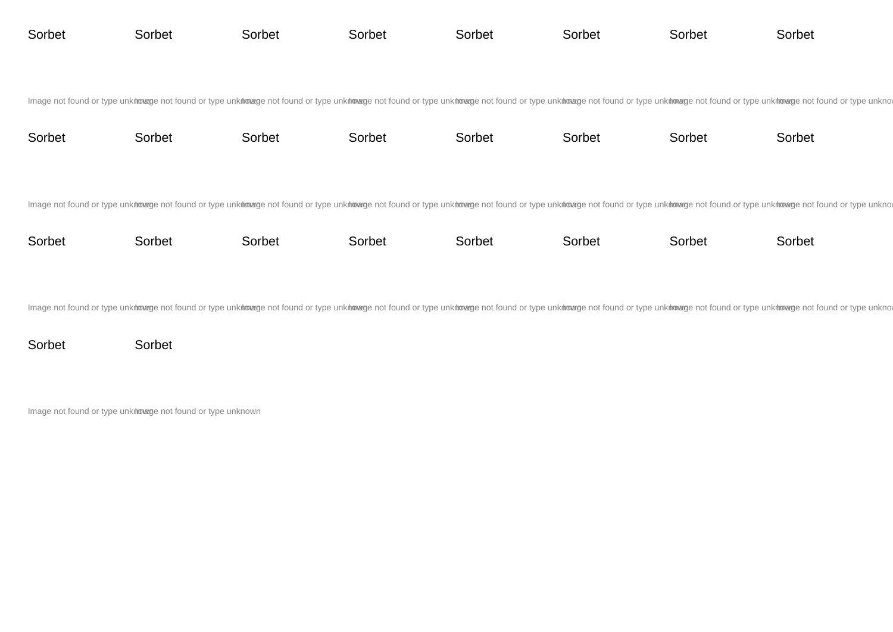| | | | | | | | |
|---|---|---|---|---|---|---|---|
| Sorbet | Sorbet | Sorbet | Sorbet | Sorbet | Sorbet | Sorbet | Sorbet |
| Image not found or type unknown | Image not found or type unknown | Image not found or type unknown | Image not found or type unknown | Image not found or type unknown | Image not found or type unknown | Image not found or type unknown | Image not found or type unknown |
| Sorbet | Sorbet | Sorbet | Sorbet | Sorbet | Sorbet | Sorbet | Sorbet |
| Image not found or type unknown | Image not found or type unknown | Image not found or type unknown | Image not found or type unknown | Image not found or type unknown | Image not found or type unknown | Image not found or type unknown | Image not found or type unknown |
| Sorbet | Sorbet | Sorbet | Sorbet | Sorbet | Sorbet | Sorbet | Sorbet |
| Image not found or type unknown | Image not found or type unknown | Image not found or type unknown | Image not found or type unknown | Image not found or type unknown | Image not found or type unknown | Image not found or type unknown | Image not found or type unknown |
| Sorbet | Sorbet | | | | | | |
| Image not found or type unknown | Image not found or type unknown | | | | | | |